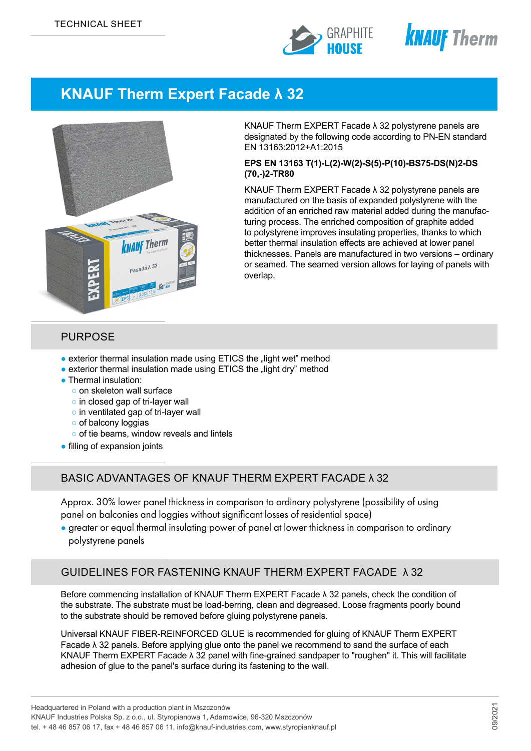TECHNICAL SHEET

# KNAUF Therm Expert Facade λ 32

KNAUF Therm EXPERT Facade λ 32 polystyrene panels are designated by the following code according to PN-EN standard EN 13163:2012+A1:2015

**EPS EN 13163 T(1)-L(2)-W(2)-S(5)-P(10)-BS75-DS(N)2-DS (70,-)2-TR80**

KNAUF Therm EXPERT Facade λ 32 polystyrene panels are manufactured on the basis of expanded polystyrene with the addition of an enriched raw material added during the manufacturing process. The enriched composition of graphite added to polystyrene improves insulating properties, thanks to which better thermal insulation effects are achieved at lower panel thicknesses. Panels are manufactured in two versions – ordinary or seamed. The seamed version allows for laying of panels with overlap.

## PURPOSE

- exterior thermal insulation made using ETICS the „light wet" method
- exterior thermal insulation made using ETICS the „light dry" method
- Thermal insulation:
  - on skeleton wall surface
  - in closed gap of tri-layer wall
  - in ventilated gap of tri-layer wall
  - of balcony loggias
  - of tie beams, window reveals and lintels
- filling of expansion joints

## BASIC ADVANTAGES OF KNAUF THERM EXPERT FACADE λ 32

Approx. 30% lower panel thickness in comparison to ordinary polystyrene (possibility of using panel on balconies and loggies without significant losses of residential space)

- greater or equal thermal insulating power of panel at lower thickness in comparison to ordinary polystyrene panels

## GUIDELINES FOR FASTENING KNAUF THERM EXPERT FACADE λ 32

Before commencing installation of KNAUF Therm EXPERT Facade λ 32 panels, check the condition of the substrate. The substrate must be load-berring, clean and degreased. Loose fragments poorly bound to the substrate should be removed before gluing polystyrene panels.

Universal KNAUF FIBER-REINFORCED GLUE is recommended for gluing of KNAUF Therm EXPERT Facade λ 32 panels. Before applying glue onto the panel we recommend to sand the surface of each KNAUF Therm EXPERT Facade λ 32 panel with fine-grained sandpaper to "roughen" it. This will facilitate adhesion of glue to the panel's surface during its fastening to the wall.

Headquartered in Poland with a production plant in Mszczonów
KNAUF Industries Polska Sp. z o.o., ul. Styropianowa 1, Adamowice, 96-320 Mszczonów
tel. + 48 46 857 06 17, fax + 48 46 857 06 11, info@knauf-industries.com, www.styropianknauf.pl

09/2021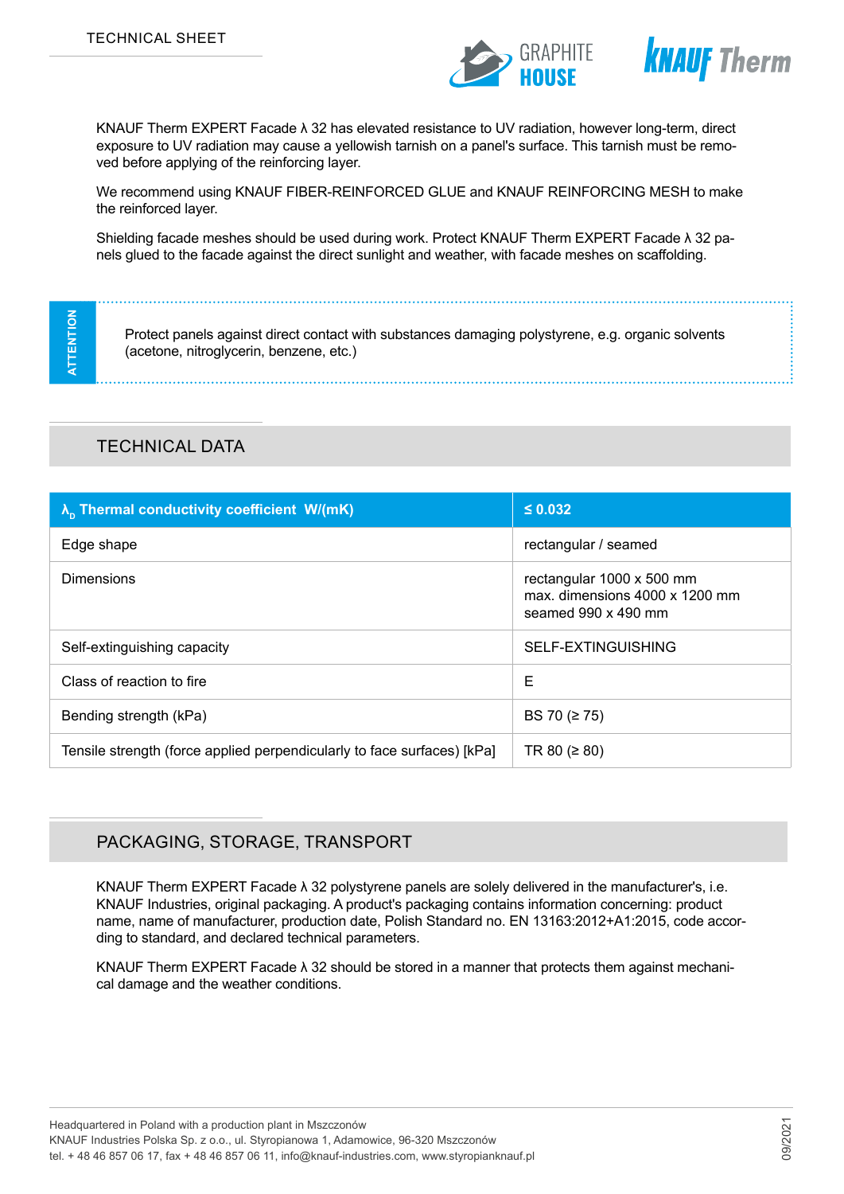KNAUF Therm EXPERT Facade λ 32 has elevated resistance to UV radiation, however long-term, direct exposure to UV radiation may cause a yellowish tarnish on a panel's surface. This tarnish must be removed before applying of the reinforcing layer.

We recommend using KNAUF FIBER-REINFORCED GLUE and KNAUF REINFORCING MESH to make the reinforced layer.

Shielding facade meshes should be used during work. Protect KNAUF Therm EXPERT Facade λ 32 panels glued to the facade against the direct sunlight and weather, with facade meshes on scaffolding.

**ATTENTION**

Protect panels against direct contact with substances damaging polystyrene, e.g. organic solvents (acetone, nitroglycerin, benzene, etc.)

## TECHNICAL DATA

| $\lambda_D$ **Thermal conductivity coefficient W/(mK)** | **≤ 0.032** |
|---|---|
| Edge shape | rectangular / seamed |
| Dimensions | rectangular 1000 x 500 mm<br>max. dimensions 4000 x 1200 mm<br>seamed 990 x 490 mm |
| Self-extinguishing capacity | SELF-EXTINGUISHING |
| Class of reaction to fire | E |
| Bending strength (kPa) | BS 70 (≥ 75) |
| Tensile strength (force applied perpendicularly to face surfaces) [kPa] | TR 80 (≥ 80) |

## PACKAGING, STORAGE, TRANSPORT

KNAUF Therm EXPERT Facade λ 32 polystyrene panels are solely delivered in the manufacturer's, i.e. KNAUF Industries, original packaging. A product's packaging contains information concerning: product name, name of manufacturer, production date, Polish Standard no. EN 13163:2012+A1:2015, code according to standard, and declared technical parameters.

KNAUF Therm EXPERT Facade λ 32 should be stored in a manner that protects them against mechanical damage and the weather conditions.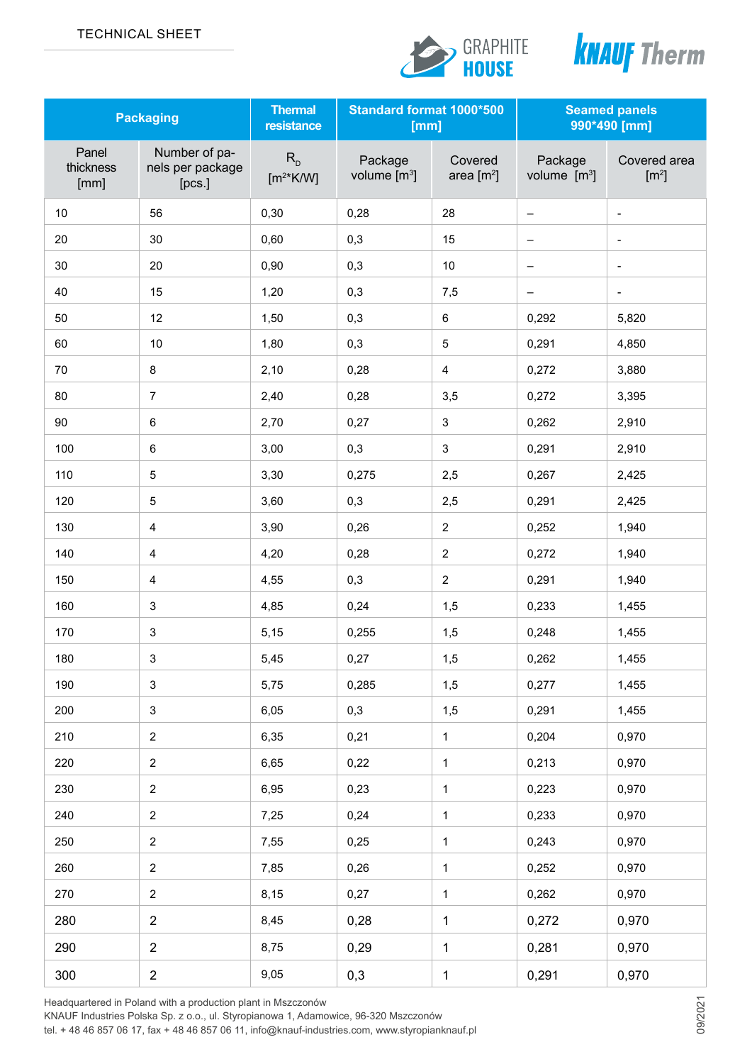TECHNICAL SHEET

GRAPHITE HOUSE

KNAUF Therm

| Packaging | | Thermal resistance | Standard format 1000*500 [mm] | | Seamed panels 990*490 [mm] | |
|---|---|---|---|---|---|---|
| Panel thickness [mm] | Number of panels per package [pcs.] | $R_D$ [$m^2$*K/W] | Package volume [$m^3$] | Covered area [$m^2$] | Package volume [$m^3$] | Covered area [$m^2$] |
| 10 | 56 | 0,30 | 0,28 | 28 | – | - |
| 20 | 30 | 0,60 | 0,3 | 15 | – | - |
| 30 | 20 | 0,90 | 0,3 | 10 | – | - |
| 40 | 15 | 1,20 | 0,3 | 7,5 | – | - |
| 50 | 12 | 1,50 | 0,3 | 6 | 0,292 | 5,820 |
| 60 | 10 | 1,80 | 0,3 | 5 | 0,291 | 4,850 |
| 70 | 8 | 2,10 | 0,28 | 4 | 0,272 | 3,880 |
| 80 | 7 | 2,40 | 0,28 | 3,5 | 0,272 | 3,395 |
| 90 | 6 | 2,70 | 0,27 | 3 | 0,262 | 2,910 |
| 100 | 6 | 3,00 | 0,3 | 3 | 0,291 | 2,910 |
| 110 | 5 | 3,30 | 0,275 | 2,5 | 0,267 | 2,425 |
| 120 | 5 | 3,60 | 0,3 | 2,5 | 0,291 | 2,425 |
| 130 | 4 | 3,90 | 0,26 | 2 | 0,252 | 1,940 |
| 140 | 4 | 4,20 | 0,28 | 2 | 0,272 | 1,940 |
| 150 | 4 | 4,55 | 0,3 | 2 | 0,291 | 1,940 |
| 160 | 3 | 4,85 | 0,24 | 1,5 | 0,233 | 1,455 |
| 170 | 3 | 5,15 | 0,255 | 1,5 | 0,248 | 1,455 |
| 180 | 3 | 5,45 | 0,27 | 1,5 | 0,262 | 1,455 |
| 190 | 3 | 5,75 | 0,285 | 1,5 | 0,277 | 1,455 |
| 200 | 3 | 6,05 | 0,3 | 1,5 | 0,291 | 1,455 |
| 210 | 2 | 6,35 | 0,21 | 1 | 0,204 | 0,970 |
| 220 | 2 | 6,65 | 0,22 | 1 | 0,213 | 0,970 |
| 230 | 2 | 6,95 | 0,23 | 1 | 0,223 | 0,970 |
| 240 | 2 | 7,25 | 0,24 | 1 | 0,233 | 0,970 |
| 250 | 2 | 7,55 | 0,25 | 1 | 0,243 | 0,970 |
| 260 | 2 | 7,85 | 0,26 | 1 | 0,252 | 0,970 |
| 270 | 2 | 8,15 | 0,27 | 1 | 0,262 | 0,970 |
| 280 | 2 | 8,45 | 0,28 | 1 | 0,272 | 0,970 |
| 290 | 2 | 8,75 | 0,29 | 1 | 0,281 | 0,970 |
| 300 | 2 | 9,05 | 0,3 | 1 | 0,291 | 0,970 |

Headquartered in Poland with a production plant in Mszczonów
KNAUF Industries Polska Sp. z o.o., ul. Styropianowa 1, Adamowice, 96-320 Mszczonów
tel. + 48 46 857 06 17, fax + 48 46 857 06 11, info@knauf-industries.com, www.styropianknauf.pl

09/2021